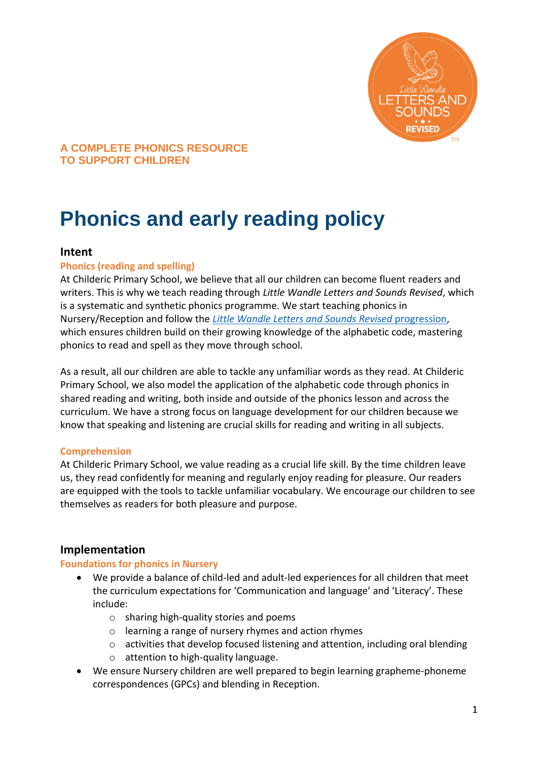**A COMPLETE PHONICS RESOURCE TO SUPPORT CHILDREN**

# Phonics and early reading policy

## Intent

### Phonics (reading and spelling)

At Childeric Primary School, we believe that all our children can become fluent readers and writers. This is why we teach reading through *Little Wandle Letters and Sounds Revised*, which is a systematic and synthetic phonics programme. We start teaching phonics in Nursery/Reception and follow the *Little Wandle Letters and Sounds Revised* progression, which ensures children build on their growing knowledge of the alphabetic code, mastering phonics to read and spell as they move through school.

As a result, all our children are able to tackle any unfamiliar words as they read. At Childeric Primary School, we also model the application of the alphabetic code through phonics in shared reading and writing, both inside and outside of the phonics lesson and across the curriculum. We have a strong focus on language development for our children because we know that speaking and listening are crucial skills for reading and writing in all subjects.

### Comprehension

At Childeric Primary School, we value reading as a crucial life skill. By the time children leave us, they read confidently for meaning and regularly enjoy reading for pleasure. Our readers are equipped with the tools to tackle unfamiliar vocabulary. We encourage our children to see themselves as readers for both pleasure and purpose.

## Implementation

### Foundations for phonics in Nursery

- We provide a balance of child-led and adult-led experiences for all children that meet the curriculum expectations for 'Communication and language' and 'Literacy'. These include:
  - sharing high-quality stories and poems
  - learning a range of nursery rhymes and action rhymes
  - activities that develop focused listening and attention, including oral blending
  - attention to high-quality language.
- We ensure Nursery children are well prepared to begin learning grapheme-phoneme correspondences (GPCs) and blending in Reception.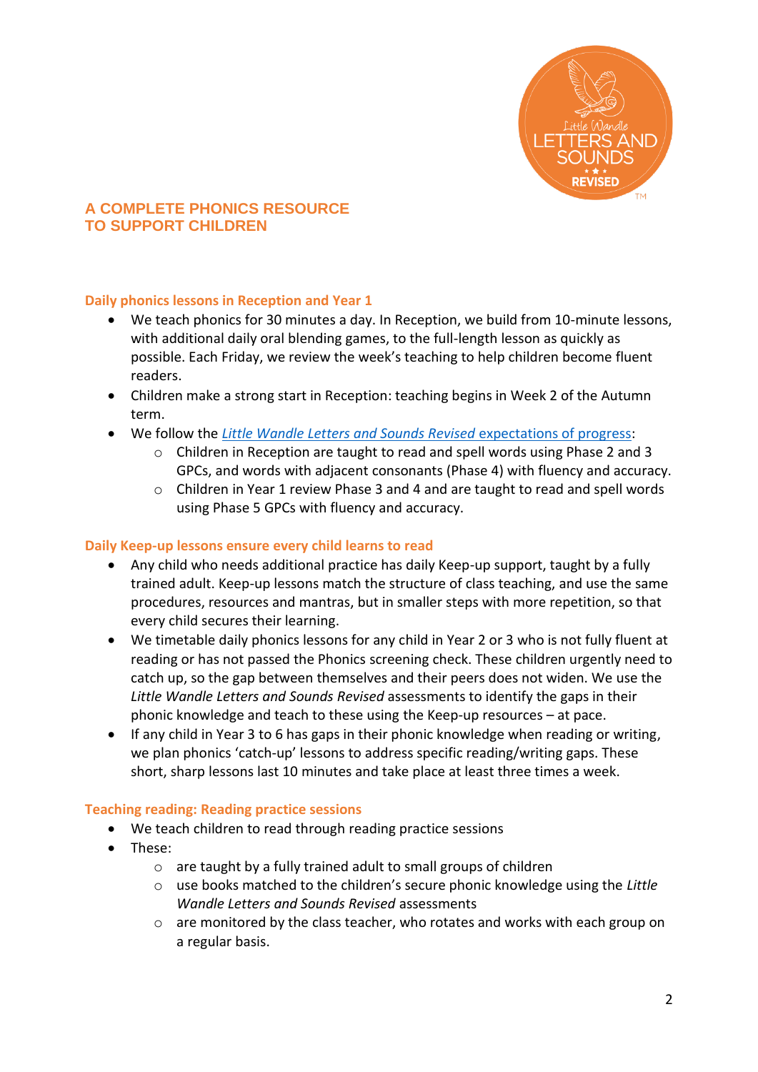## A COMPLETE PHONICS RESOURCE TO SUPPORT CHILDREN

### Daily phonics lessons in Reception and Year 1

- We teach phonics for 30 minutes a day. In Reception, we build from 10-minute lessons, with additional daily oral blending games, to the full-length lesson as quickly as possible. Each Friday, we review the week's teaching to help children become fluent readers.
- Children make a strong start in Reception: teaching begins in Week 2 of the Autumn term.
- We follow the *Little Wandle Letters and Sounds Revised* expectations of progress:
  - Children in Reception are taught to read and spell words using Phase 2 and 3 GPCs, and words with adjacent consonants (Phase 4) with fluency and accuracy.
  - Children in Year 1 review Phase 3 and 4 and are taught to read and spell words using Phase 5 GPCs with fluency and accuracy.

### Daily Keep-up lessons ensure every child learns to read

- Any child who needs additional practice has daily Keep-up support, taught by a fully trained adult. Keep-up lessons match the structure of class teaching, and use the same procedures, resources and mantras, but in smaller steps with more repetition, so that every child secures their learning.
- We timetable daily phonics lessons for any child in Year 2 or 3 who is not fully fluent at reading or has not passed the Phonics screening check. These children urgently need to catch up, so the gap between themselves and their peers does not widen. We use the *Little Wandle Letters and Sounds Revised* assessments to identify the gaps in their phonic knowledge and teach to these using the Keep-up resources – at pace.
- If any child in Year 3 to 6 has gaps in their phonic knowledge when reading or writing, we plan phonics 'catch-up' lessons to address specific reading/writing gaps. These short, sharp lessons last 10 minutes and take place at least three times a week.

### Teaching reading: Reading practice sessions

- We teach children to read through reading practice sessions
- These:
  - are taught by a fully trained adult to small groups of children
  - use books matched to the children's secure phonic knowledge using the *Little Wandle Letters and Sounds Revised* assessments
  - are monitored by the class teacher, who rotates and works with each group on a regular basis.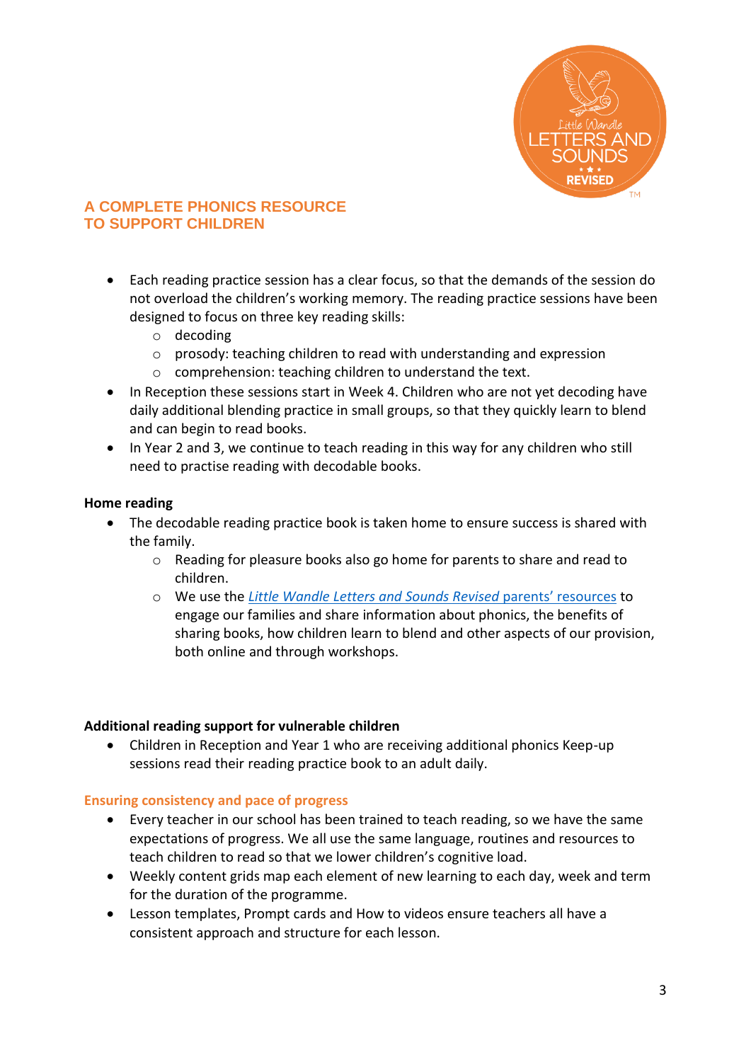## A COMPLETE PHONICS RESOURCE TO SUPPORT CHILDREN

- Each reading practice session has a clear focus, so that the demands of the session do not overload the children's working memory. The reading practice sessions have been designed to focus on three key reading skills:
    - decoding
    - prosody: teaching children to read with understanding and expression
    - comprehension: teaching children to understand the text.
- In Reception these sessions start in Week 4. Children who are not yet decoding have daily additional blending practice in small groups, so that they quickly learn to blend and can begin to read books.
- In Year 2 and 3, we continue to teach reading in this way for any children who still need to practise reading with decodable books.

**Home reading**

- The decodable reading practice book is taken home to ensure success is shared with the family.
    - Reading for pleasure books also go home for parents to share and read to children.
    - We use the *Little Wandle Letters and Sounds Revised* parents' resources to engage our families and share information about phonics, the benefits of sharing books, how children learn to blend and other aspects of our provision, both online and through workshops.

**Additional reading support for vulnerable children**

- Children in Reception and Year 1 who are receiving additional phonics Keep-up sessions read their reading practice book to an adult daily.

### Ensuring consistency and pace of progress

- Every teacher in our school has been trained to teach reading, so we have the same expectations of progress. We all use the same language, routines and resources to teach children to read so that we lower children's cognitive load.
- Weekly content grids map each element of new learning to each day, week and term for the duration of the programme.
- Lesson templates, Prompt cards and How to videos ensure teachers all have a consistent approach and structure for each lesson.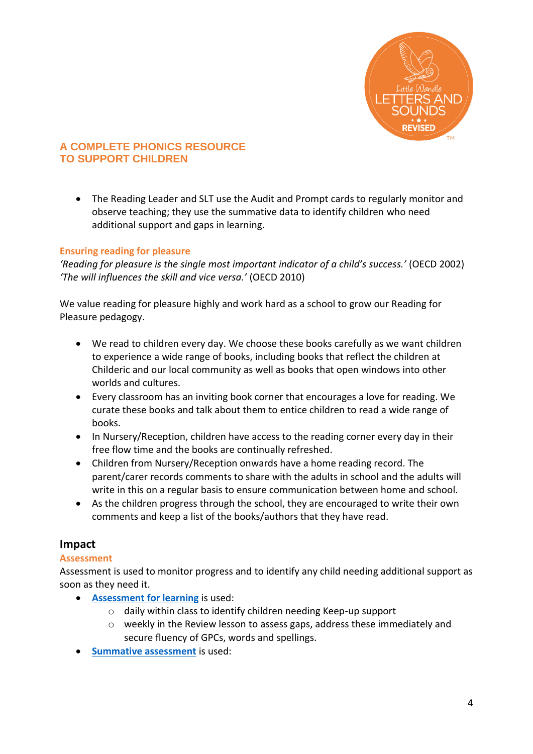**A COMPLETE PHONICS RESOURCE TO SUPPORT CHILDREN**

- The Reading Leader and SLT use the Audit and Prompt cards to regularly monitor and observe teaching; they use the summative data to identify children who need additional support and gaps in learning.

### Ensuring reading for pleasure

*'Reading for pleasure is the single most important indicator of a child's success.'* (OECD 2002)
*'The will influences the skill and vice versa.'* (OECD 2010)

We value reading for pleasure highly and work hard as a school to grow our Reading for Pleasure pedagogy.

- We read to children every day. We choose these books carefully as we want children to experience a wide range of books, including books that reflect the children at Childeric and our local community as well as books that open windows into other worlds and cultures.
- Every classroom has an inviting book corner that encourages a love for reading. We curate these books and talk about them to entice children to read a wide range of books.
- In Nursery/Reception, children have access to the reading corner every day in their free flow time and the books are continually refreshed.
- Children from Nursery/Reception onwards have a home reading record. The parent/carer records comments to share with the adults in school and the adults will write in this on a regular basis to ensure communication between home and school.
- As the children progress through the school, they are encouraged to write their own comments and keep a list of the books/authors that they have read.

## Impact

### Assessment

Assessment is used to monitor progress and to identify any child needing additional support as soon as they need it.

- **Assessment for learning** is used:
  - daily within class to identify children needing Keep-up support
  - weekly in the Review lesson to assess gaps, address these immediately and secure fluency of GPCs, words and spellings.
- **Summative assessment** is used: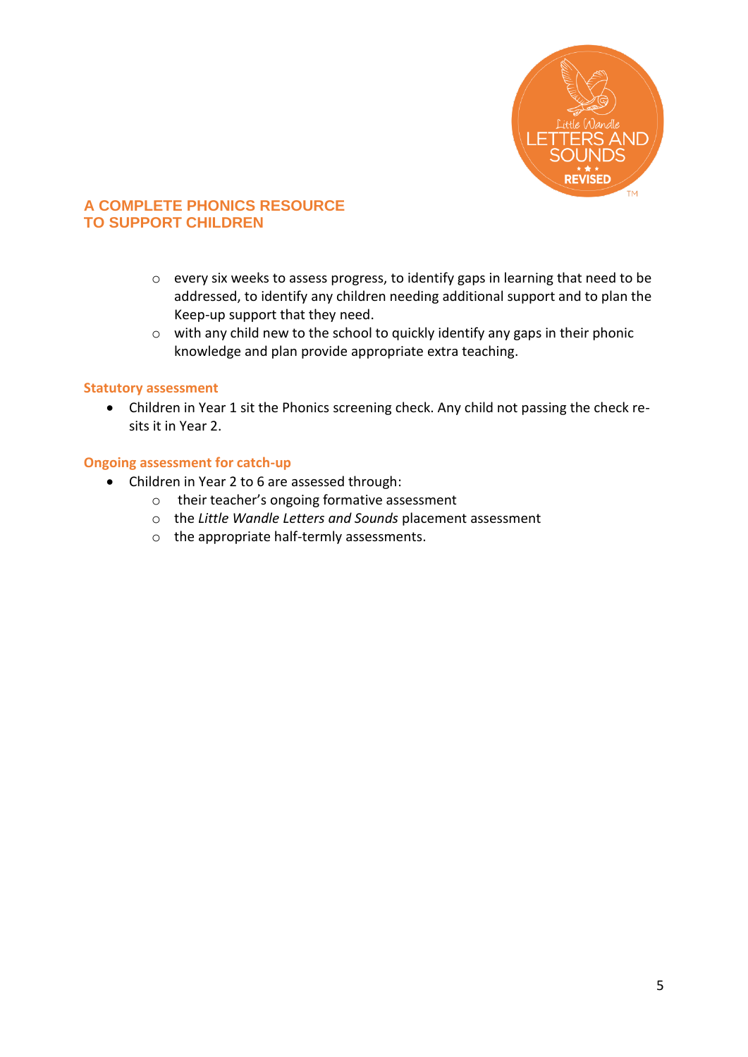## A COMPLETE PHONICS RESOURCE TO SUPPORT CHILDREN

- every six weeks to assess progress, to identify gaps in learning that need to be addressed, to identify any children needing additional support and to plan the Keep-up support that they need.
- with any child new to the school to quickly identify any gaps in their phonic knowledge and plan provide appropriate extra teaching.

### Statutory assessment

- Children in Year 1 sit the Phonics screening check. Any child not passing the check re-sits it in Year 2.

### Ongoing assessment for catch-up

- Children in Year 2 to 6 are assessed through:
  - their teacher's ongoing formative assessment
  - the *Little Wandle Letters and Sounds* placement assessment
  - the appropriate half-termly assessments.